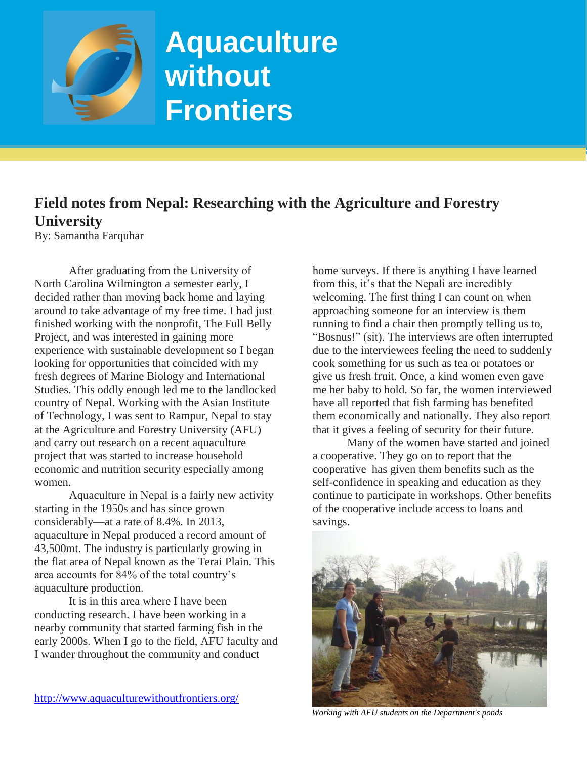# Aquaculture without Frontiers

## Field notes from Nepal: Researching with the Agriculture and Forestry University

By: Samantha Farquhar

After graduating from the University of North Carolina Wilmington a semester early, I decided rather than moving back home and laying around to take advantage of my free time. I had just finished working with the nonprofit, The Full Belly Project, and was interested in gaining more experience with sustainable development so I began looking for opportunities that coincided with my fresh degrees of Marine Biology and International Studies. This oddly enough led me to the landlocked country of Nepal. Working with the Asian Institute of Technology, I was sent to Rampur, Nepal to stay at the Agriculture and Forestry University (AFU) and carry out research on a recent aquaculture project that was started to increase household economic and nutrition security especially among women.

Aquaculture in Nepal is a fairly new activity starting in the 1950s and has since grown considerably—at a rate of 8.4%. In 2013, aquaculture in Nepal produced a record amount of 43,500mt. The industry is particularly growing in the flat area of Nepal known as the Terai Plain. This area accounts for 84% of the total country's aquaculture production.

It is in this area where I have been conducting research. I have been working in a nearby community that started farming fish in the early 2000s. When I go to the field, AFU faculty and I wander throughout the community and conduct home surveys. If there is anything I have learned from this, it's that the Nepali are incredibly welcoming. The first thing I can count on when approaching someone for an interview is them running to find a chair then promptly telling us to, "Bosnus!" (sit). The interviews are often interrupted due to the interviewees feeling the need to suddenly cook something for us such as tea or potatoes or give us fresh fruit. Once, a kind women even gave me her baby to hold. So far, the women interviewed have all reported that fish farming has benefited them economically and nationally. They also report that it gives a feeling of security for their future.

Many of the women have started and joined a cooperative. They go on to report that the cooperative has given them benefits such as the self-confidence in speaking and education as they continue to participate in workshops. Other benefits of the cooperative include access to loans and savings.

*Working with AFU students on the Department's ponds*

http://www.aquaculturewithoutfrontiers.org/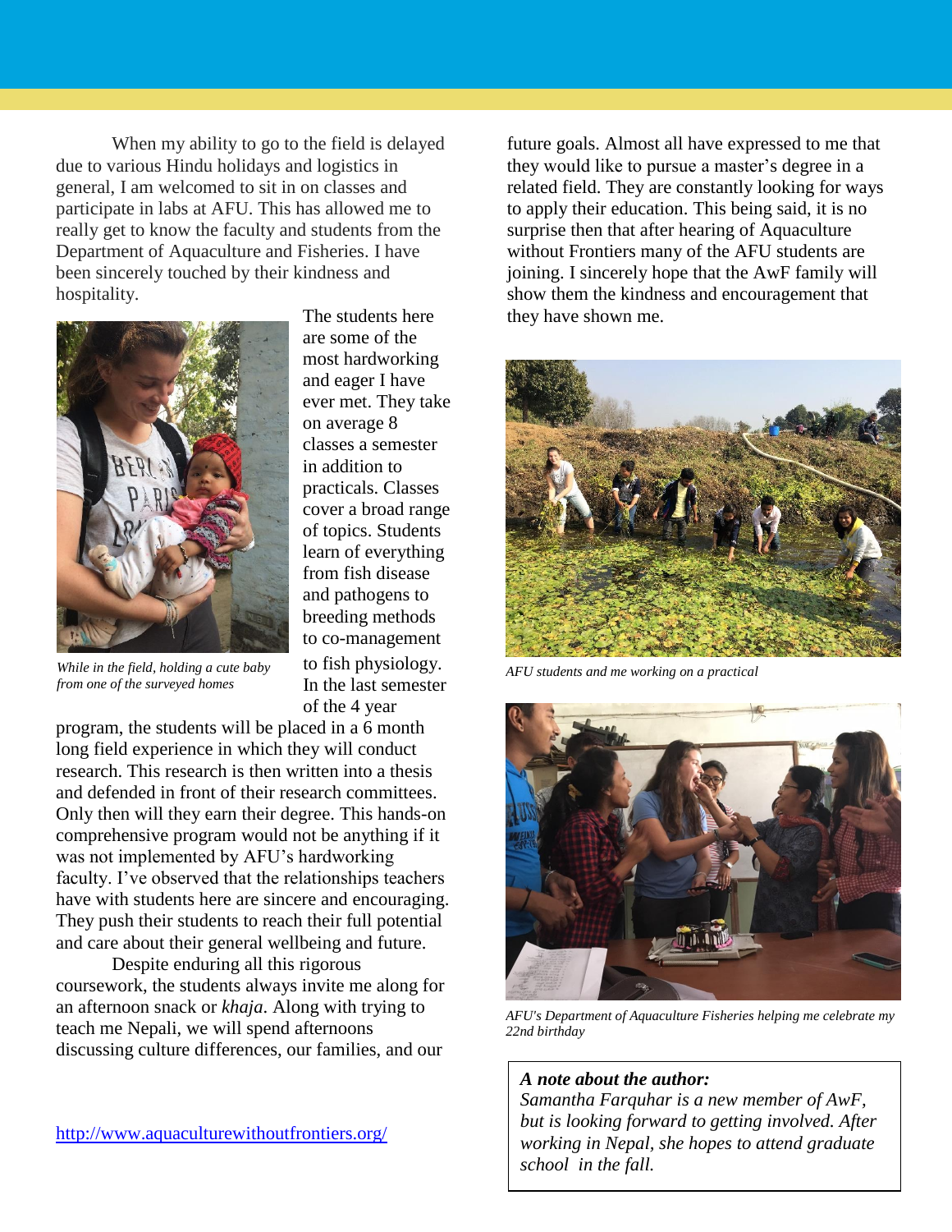When my ability to go to the field is delayed due to various Hindu holidays and logistics in general, I am welcomed to sit in on classes and participate in labs at AFU. This has allowed me to really get to know the faculty and students from the Department of Aquaculture and Fisheries. I have been sincerely touched by their kindness and hospitality.

*While in the field, holding a cute baby from one of the surveyed homes*

The students here are some of the most hardworking and eager I have ever met. They take on average 8 classes a semester in addition to practicals. Classes cover a broad range of topics. Students learn of everything from fish disease and pathogens to breeding methods to co-management to fish physiology. In the last semester of the 4 year program, the students will be placed in a 6 month long field experience in which they will conduct research. This research is then written into a thesis and defended in front of their research committees. Only then will they earn their degree. This hands-on comprehensive program would not be anything if it was not implemented by AFU's hardworking faculty. I've observed that the relationships teachers have with students here are sincere and encouraging. They push their students to reach their full potential and care about their general wellbeing and future.

Despite enduring all this rigorous coursework, the students always invite me along for an afternoon snack or *khaja*. Along with trying to teach me Nepali, we will spend afternoons discussing culture differences, our families, and our future goals. Almost all have expressed to me that they would like to pursue a master's degree in a related field. They are constantly looking for ways to apply their education. This being said, it is no surprise then that after hearing of Aquaculture without Frontiers many of the AFU students are joining. I sincerely hope that the AwF family will show them the kindness and encouragement that they have shown me.

*AFU students and me working on a practical*

*AFU's Department of Aquaculture Fisheries helping me celebrate my 22nd birthday*

***A note about the author:***
*Samantha Farquhar is a new member of AwF, but is looking forward to getting involved. After working in Nepal, she hopes to attend graduate school in the fall.*

http://www.aquaculturewithoutfrontiers.org/